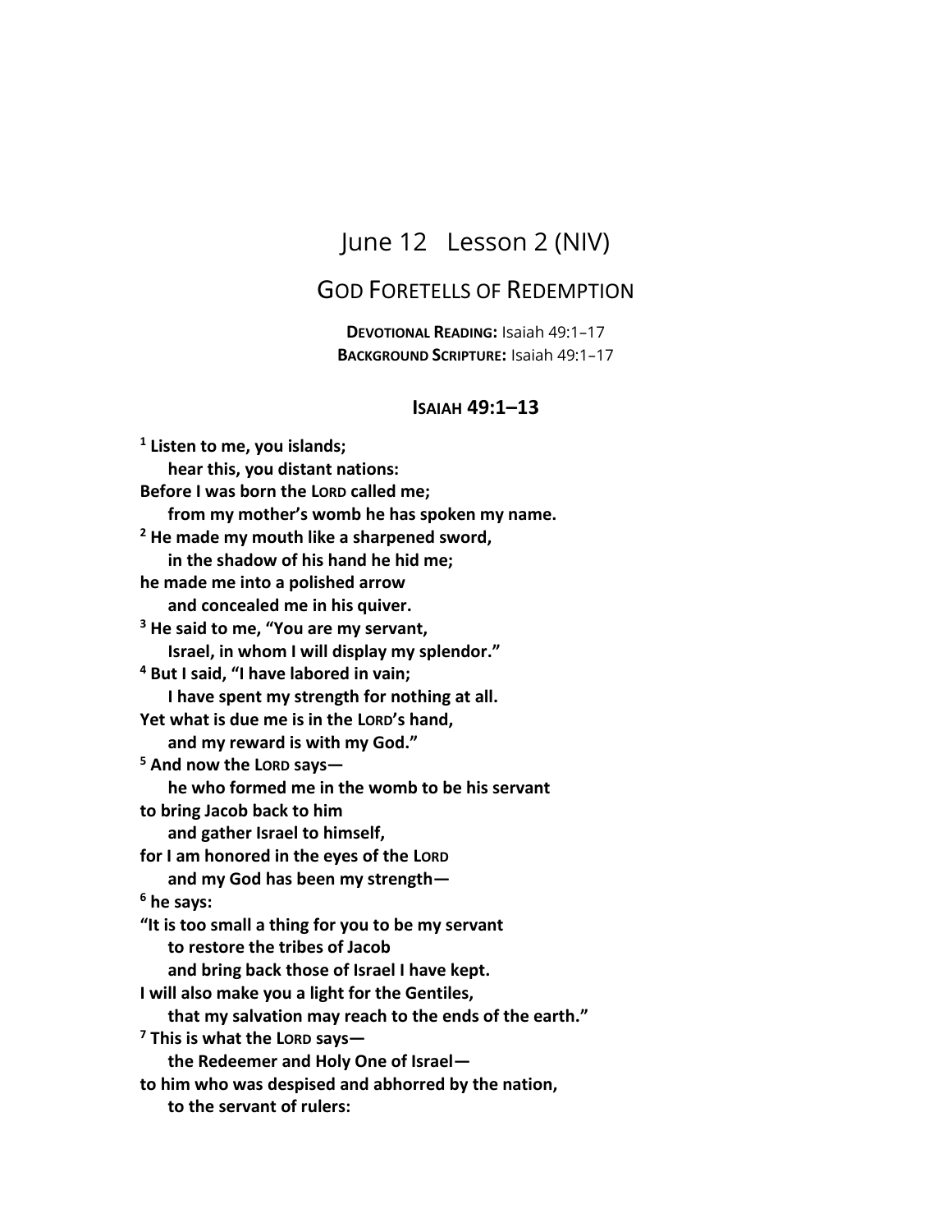# June 12 Lesson 2 (NIV)

## God Foretells of Redemption

**Devotional Reading:** Isaiah 49:1–17
**Background Scripture:** Isaiah 49:1–17

### Isaiah 49:1–13

**[1] Listen to me, you islands;**
**hear this, you distant nations:**
**Before I was born the Lord called me;**
**from my mother's womb he has spoken my name.**
**[2] He made my mouth like a sharpened sword,**
**in the shadow of his hand he hid me;**
**he made me into a polished arrow**
**and concealed me in his quiver.**
**[3] He said to me, "You are my servant,**
**Israel, in whom I will display my splendor."**
**[4] But I said, "I have labored in vain;**
**I have spent my strength for nothing at all.**
**Yet what is due me is in the Lord's hand,**
**and my reward is with my God."**
**[5] And now the Lord says—**
**he who formed me in the womb to be his servant**
**to bring Jacob back to him**
**and gather Israel to himself,**
**for I am honored in the eyes of the Lord**
**and my God has been my strength—**
**[6] he says:**
**"It is too small a thing for you to be my servant**
**to restore the tribes of Jacob**
**and bring back those of Israel I have kept.**
**I will also make you a light for the Gentiles,**
**that my salvation may reach to the ends of the earth."**
**[7] This is what the Lord says—**
**the Redeemer and Holy One of Israel—**
**to him who was despised and abhorred by the nation,**
**to the servant of rulers:**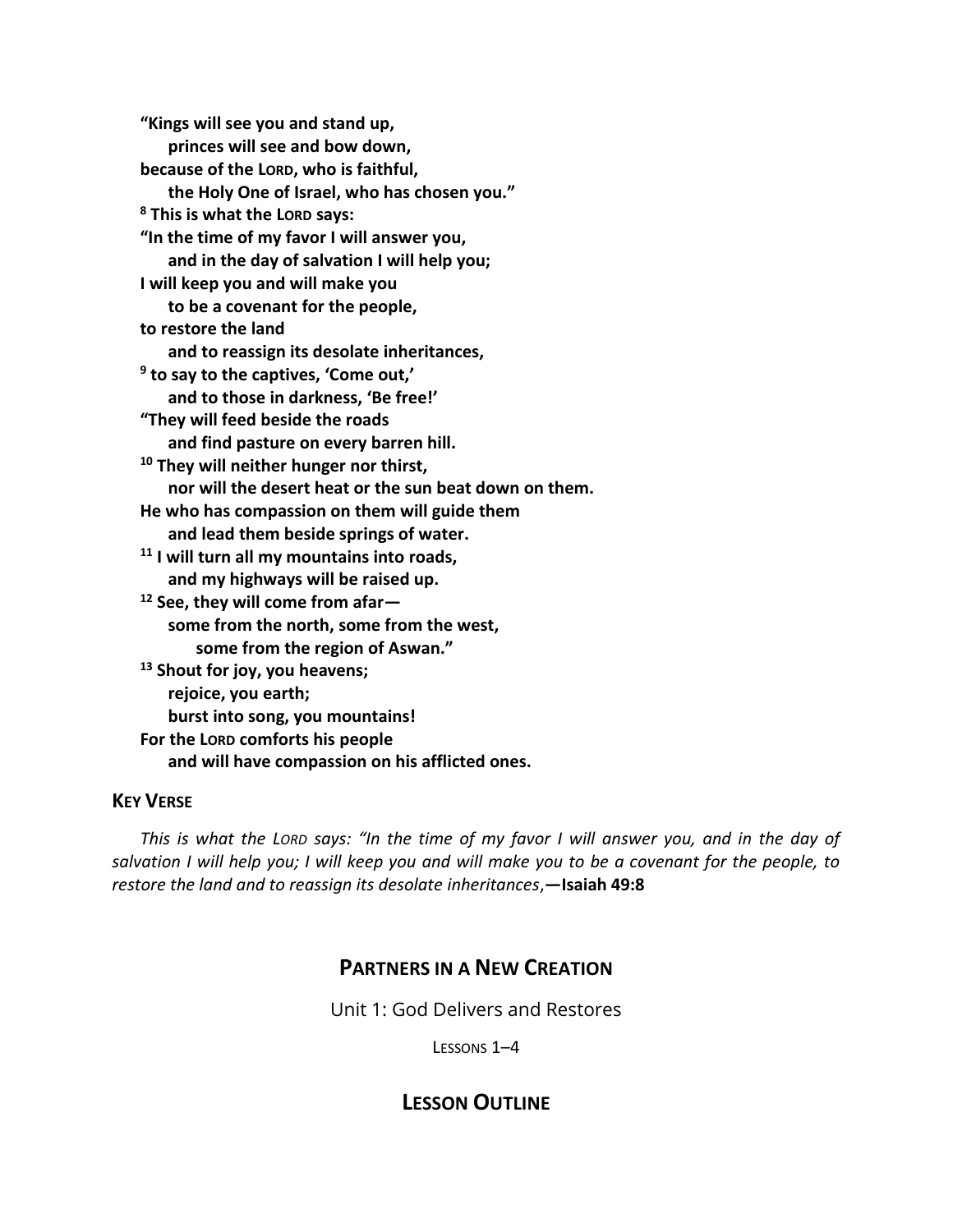**"Kings will see you and stand up,**
**princes will see and bow down,**
**because of the LORD, who is faithful,**
**the Holy One of Israel, who has chosen you."**
**[8] This is what the LORD says:**
**"In the time of my favor I will answer you,**
**and in the day of salvation I will help you;**
**I will keep you and will make you**
**to be a covenant for the people,**
**to restore the land**
**and to reassign its desolate inheritances,**
**[9] to say to the captives, 'Come out,'**
**and to those in darkness, 'Be free!'**
**"They will feed beside the roads**
**and find pasture on every barren hill.**
**[10] They will neither hunger nor thirst,**
**nor will the desert heat or the sun beat down on them.**
**He who has compassion on them will guide them**
**and lead them beside springs of water.**
**[11] I will turn all my mountains into roads,**
**and my highways will be raised up.**
**[12] See, they will come from afar—**
**some from the north, some from the west,**
**some from the region of Aswan."**
**[13] Shout for joy, you heavens;**
**rejoice, you earth;**
**burst into song, you mountains!**
**For the LORD comforts his people**
**and will have compassion on his afflicted ones.**

### KEY VERSE

*This is what the LORD says: "In the time of my favor I will answer you, and in the day of salvation I will help you; I will keep you and will make you to be a covenant for the people, to restore the land and to reassign its desolate inheritances*,**—Isaiah 49:8**

## PARTNERS IN A NEW CREATION

Unit 1: God Delivers and Restores

LESSONS 1–4

## LESSON OUTLINE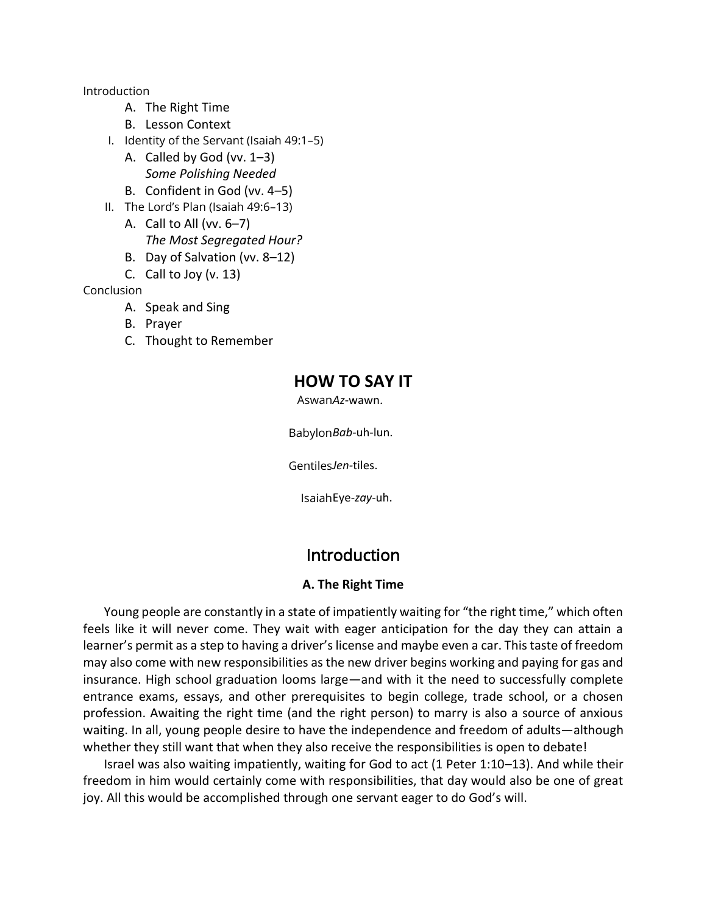Introduction

- A. The Right Time
- B. Lesson Context

I. Identity of the Servant (Isaiah 49:1–5)

- A. Called by God (vv. 1–3)
  - *Some Polishing Needed*
- B. Confident in God (vv. 4–5)

II. The Lord's Plan (Isaiah 49:6–13)

- A. Call to All (vv. 6–7)
  - *The Most Segregated Hour?*
- B. Day of Salvation (vv. 8–12)
- C. Call to Joy (v. 13)

Conclusion

- A. Speak and Sing
- B. Prayer
- C. Thought to Remember

## HOW TO SAY IT

Aswan *Az*-wawn.

Babylon *Bab*-uh-lun.

Gentiles *Jen*-tiles.

Isaiah Eye-*zay*-uh.

## Introduction

### A. The Right Time

Young people are constantly in a state of impatiently waiting for "the right time," which often feels like it will never come. They wait with eager anticipation for the day they can attain a learner's permit as a step to having a driver's license and maybe even a car. This taste of freedom may also come with new responsibilities as the new driver begins working and paying for gas and insurance. High school graduation looms large—and with it the need to successfully complete entrance exams, essays, and other prerequisites to begin college, trade school, or a chosen profession. Awaiting the right time (and the right person) to marry is also a source of anxious waiting. In all, young people desire to have the independence and freedom of adults—although whether they still want that when they also receive the responsibilities is open to debate!

Israel was also waiting impatiently, waiting for God to act (1 Peter 1:10–13). And while their freedom in him would certainly come with responsibilities, that day would also be one of great joy. All this would be accomplished through one servant eager to do God's will.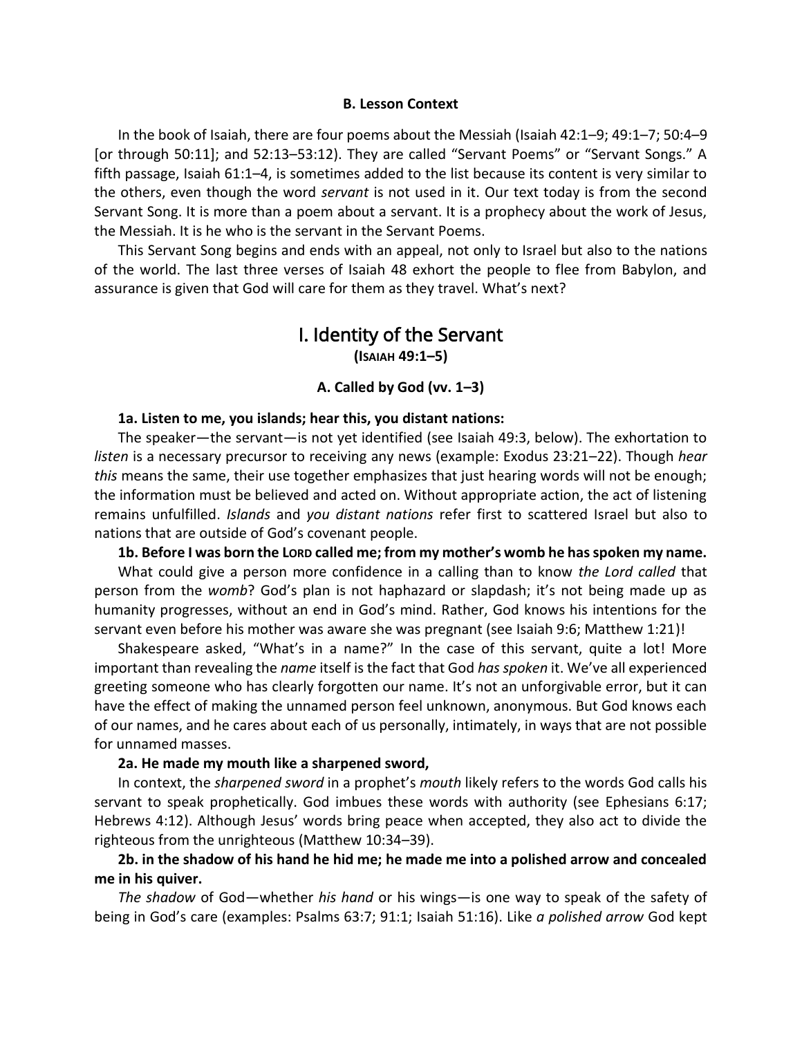### B. Lesson Context

In the book of Isaiah, there are four poems about the Messiah (Isaiah 42:1–9; 49:1–7; 50:4–9 [or through 50:11]; and 52:13–53:12). They are called "Servant Poems" or "Servant Songs." A fifth passage, Isaiah 61:1–4, is sometimes added to the list because its content is very similar to the others, even though the word *servant* is not used in it. Our text today is from the second Servant Song. It is more than a poem about a servant. It is a prophecy about the work of Jesus, the Messiah. It is he who is the servant in the Servant Poems.

This Servant Song begins and ends with an appeal, not only to Israel but also to the nations of the world. The last three verses of Isaiah 48 exhort the people to flee from Babylon, and assurance is given that God will care for them as they travel. What's next?

## I. Identity of the Servant

**(Isaiah 49:1–5)**

### A. Called by God (vv. 1–3)

**1a. Listen to me, you islands; hear this, you distant nations:**

The speaker—the servant—is not yet identified (see Isaiah 49:3, below). The exhortation to *listen* is a necessary precursor to receiving any news (example: Exodus 23:21–22). Though *hear this* means the same, their use together emphasizes that just hearing words will not be enough; the information must be believed and acted on. Without appropriate action, the act of listening remains unfulfilled. *Islands* and *you distant nations* refer first to scattered Israel but also to nations that are outside of God's covenant people.

**1b. Before I was born the Lord called me; from my mother's womb he has spoken my name.**

What could give a person more confidence in a calling than to know *the Lord called* that person from the *womb*? God's plan is not haphazard or slapdash; it's not being made up as humanity progresses, without an end in God's mind. Rather, God knows his intentions for the servant even before his mother was aware she was pregnant (see Isaiah 9:6; Matthew 1:21)!

Shakespeare asked, "What's in a name?" In the case of this servant, quite a lot! More important than revealing the *name* itself is the fact that God *has spoken* it. We've all experienced greeting someone who has clearly forgotten our name. It's not an unforgivable error, but it can have the effect of making the unnamed person feel unknown, anonymous. But God knows each of our names, and he cares about each of us personally, intimately, in ways that are not possible for unnamed masses.

**2a. He made my mouth like a sharpened sword,**

In context, the *sharpened sword* in a prophet's *mouth* likely refers to the words God calls his servant to speak prophetically. God imbues these words with authority (see Ephesians 6:17; Hebrews 4:12). Although Jesus' words bring peace when accepted, they also act to divide the righteous from the unrighteous (Matthew 10:34–39).

**2b. in the shadow of his hand he hid me; he made me into a polished arrow and concealed me in his quiver.**

*The shadow* of God—whether *his hand* or his wings—is one way to speak of the safety of being in God's care (examples: Psalms 63:7; 91:1; Isaiah 51:16). Like *a polished arrow* God kept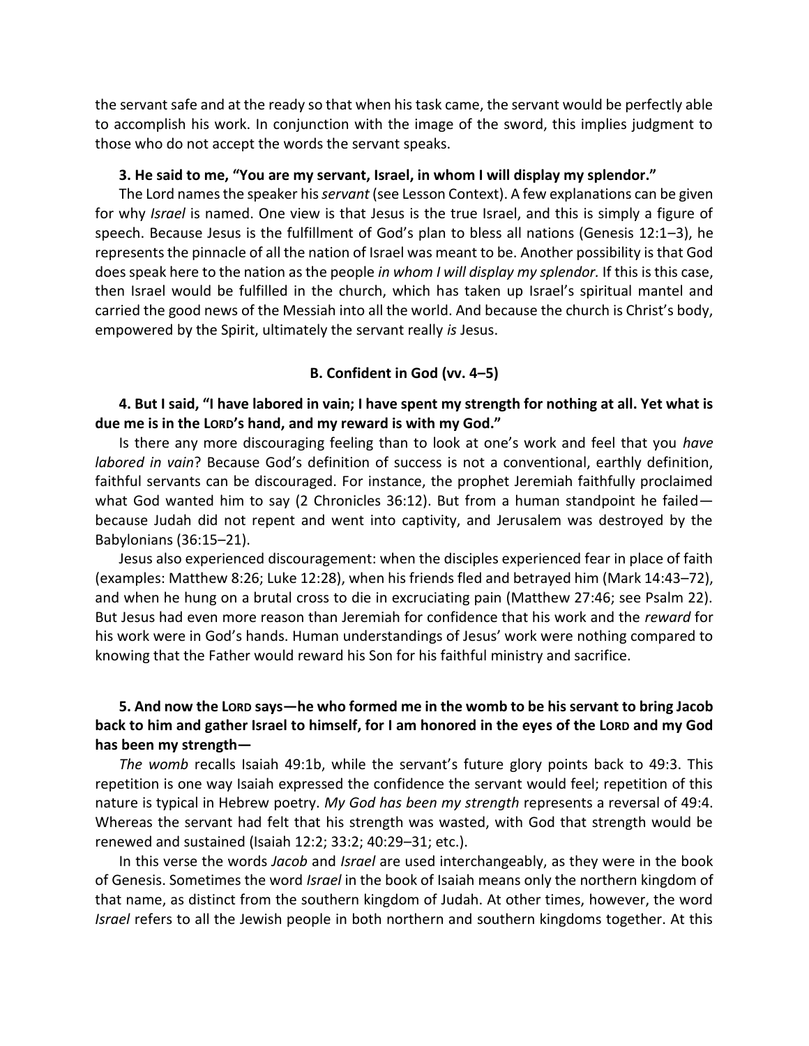the servant safe and at the ready so that when his task came, the servant would be perfectly able to accomplish his work. In conjunction with the image of the sword, this implies judgment to those who do not accept the words the servant speaks.

**3. He said to me, "You are my servant, Israel, in whom I will display my splendor."**

The Lord names the speaker his *servant* (see Lesson Context). A few explanations can be given for why *Israel* is named. One view is that Jesus is the true Israel, and this is simply a figure of speech. Because Jesus is the fulfillment of God's plan to bless all nations (Genesis 12:1–3), he represents the pinnacle of all the nation of Israel was meant to be. Another possibility is that God does speak here to the nation as the people *in whom I will display my splendor.* If this is this case, then Israel would be fulfilled in the church, which has taken up Israel's spiritual mantel and carried the good news of the Messiah into all the world. And because the church is Christ's body, empowered by the Spirit, ultimately the servant really *is* Jesus.

### B. Confident in God (vv. 4–5)

**4. But I said, "I have labored in vain; I have spent my strength for nothing at all. Yet what is due me is in the LORD's hand, and my reward is with my God."**

Is there any more discouraging feeling than to look at one's work and feel that you *have labored in vain*? Because God's definition of success is not a conventional, earthly definition, faithful servants can be discouraged. For instance, the prophet Jeremiah faithfully proclaimed what God wanted him to say (2 Chronicles 36:12). But from a human standpoint he failed—because Judah did not repent and went into captivity, and Jerusalem was destroyed by the Babylonians (36:15–21).

Jesus also experienced discouragement: when the disciples experienced fear in place of faith (examples: Matthew 8:26; Luke 12:28), when his friends fled and betrayed him (Mark 14:43–72), and when he hung on a brutal cross to die in excruciating pain (Matthew 27:46; see Psalm 22). But Jesus had even more reason than Jeremiah for confidence that his work and the *reward* for his work were in God's hands. Human understandings of Jesus' work were nothing compared to knowing that the Father would reward his Son for his faithful ministry and sacrifice.

**5. And now the LORD says—he who formed me in the womb to be his servant to bring Jacob back to him and gather Israel to himself, for I am honored in the eyes of the LORD and my God has been my strength—**

*The womb* recalls Isaiah 49:1b, while the servant's future glory points back to 49:3. This repetition is one way Isaiah expressed the confidence the servant would feel; repetition of this nature is typical in Hebrew poetry. *My God has been my strength* represents a reversal of 49:4. Whereas the servant had felt that his strength was wasted, with God that strength would be renewed and sustained (Isaiah 12:2; 33:2; 40:29–31; etc.).

In this verse the words *Jacob* and *Israel* are used interchangeably, as they were in the book of Genesis. Sometimes the word *Israel* in the book of Isaiah means only the northern kingdom of that name, as distinct from the southern kingdom of Judah. At other times, however, the word *Israel* refers to all the Jewish people in both northern and southern kingdoms together. At this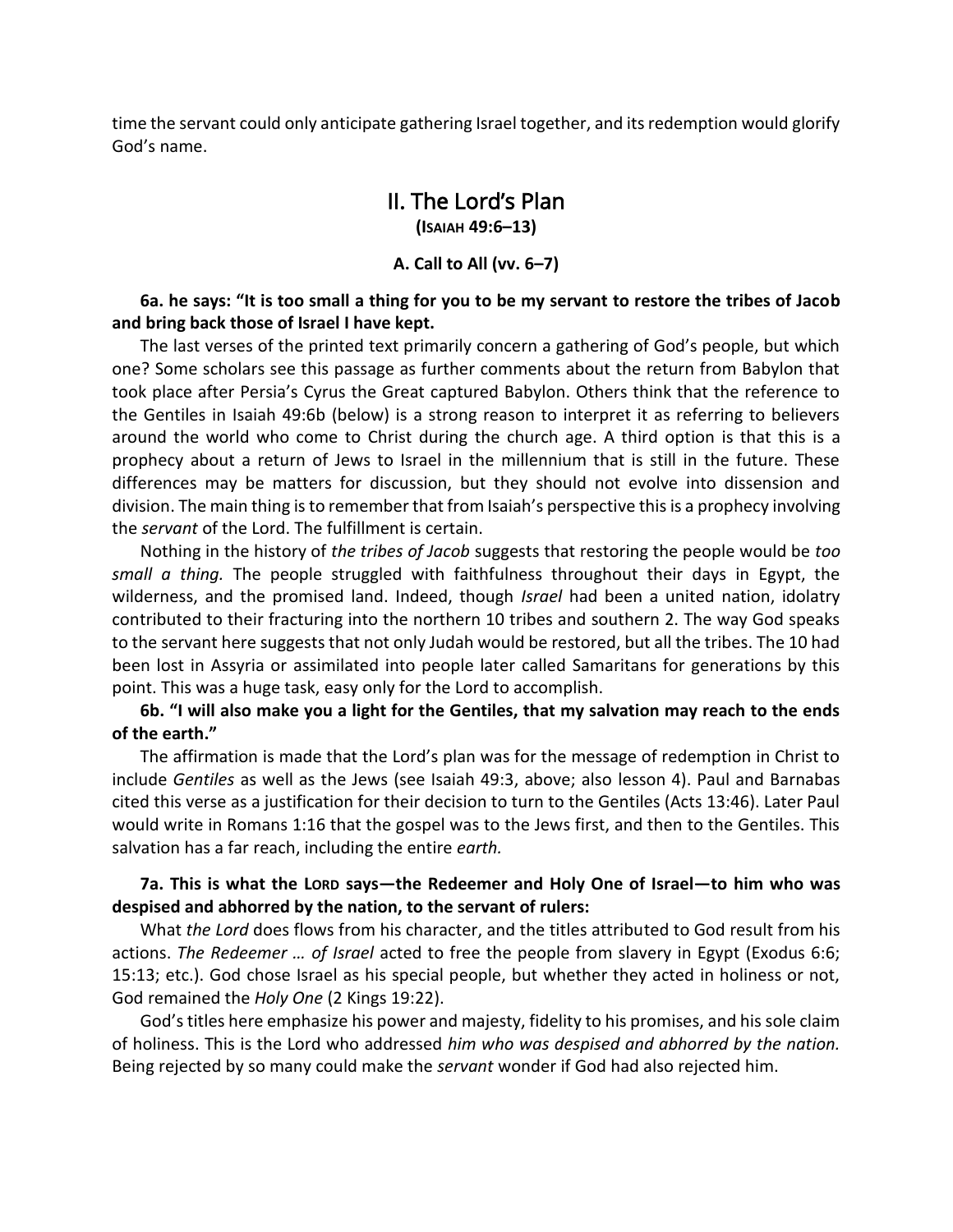time the servant could only anticipate gathering Israel together, and its redemption would glorify God's name.

## II. The Lord's Plan
**(Isaiah 49:6–13)**

### A. Call to All (vv. 6–7)

**6a. he says: "It is too small a thing for you to be my servant to restore the tribes of Jacob and bring back those of Israel I have kept.**

The last verses of the printed text primarily concern a gathering of God's people, but which one? Some scholars see this passage as further comments about the return from Babylon that took place after Persia's Cyrus the Great captured Babylon. Others think that the reference to the Gentiles in Isaiah 49:6b (below) is a strong reason to interpret it as referring to believers around the world who come to Christ during the church age. A third option is that this is a prophecy about a return of Jews to Israel in the millennium that is still in the future. These differences may be matters for discussion, but they should not evolve into dissension and division. The main thing is to remember that from Isaiah's perspective this is a prophecy involving the *servant* of the Lord. The fulfillment is certain.

Nothing in the history of *the tribes of Jacob* suggests that restoring the people would be *too small a thing.* The people struggled with faithfulness throughout their days in Egypt, the wilderness, and the promised land. Indeed, though *Israel* had been a united nation, idolatry contributed to their fracturing into the northern 10 tribes and southern 2. The way God speaks to the servant here suggests that not only Judah would be restored, but all the tribes. The 10 had been lost in Assyria or assimilated into people later called Samaritans for generations by this point. This was a huge task, easy only for the Lord to accomplish.

**6b. "I will also make you a light for the Gentiles, that my salvation may reach to the ends of the earth."**

The affirmation is made that the Lord's plan was for the message of redemption in Christ to include *Gentiles* as well as the Jews (see Isaiah 49:3, above; also lesson 4). Paul and Barnabas cited this verse as a justification for their decision to turn to the Gentiles (Acts 13:46). Later Paul would write in Romans 1:16 that the gospel was to the Jews first, and then to the Gentiles. This salvation has a far reach, including the entire *earth.*

**7a. This is what the LORD says—the Redeemer and Holy One of Israel—to him who was despised and abhorred by the nation, to the servant of rulers:**

What *the Lord* does flows from his character, and the titles attributed to God result from his actions. *The Redeemer … of Israel* acted to free the people from slavery in Egypt (Exodus 6:6; 15:13; etc.). God chose Israel as his special people, but whether they acted in holiness or not, God remained the *Holy One* (2 Kings 19:22).

God's titles here emphasize his power and majesty, fidelity to his promises, and his sole claim of holiness. This is the Lord who addressed *him who was despised and abhorred by the nation.* Being rejected by so many could make the *servant* wonder if God had also rejected him.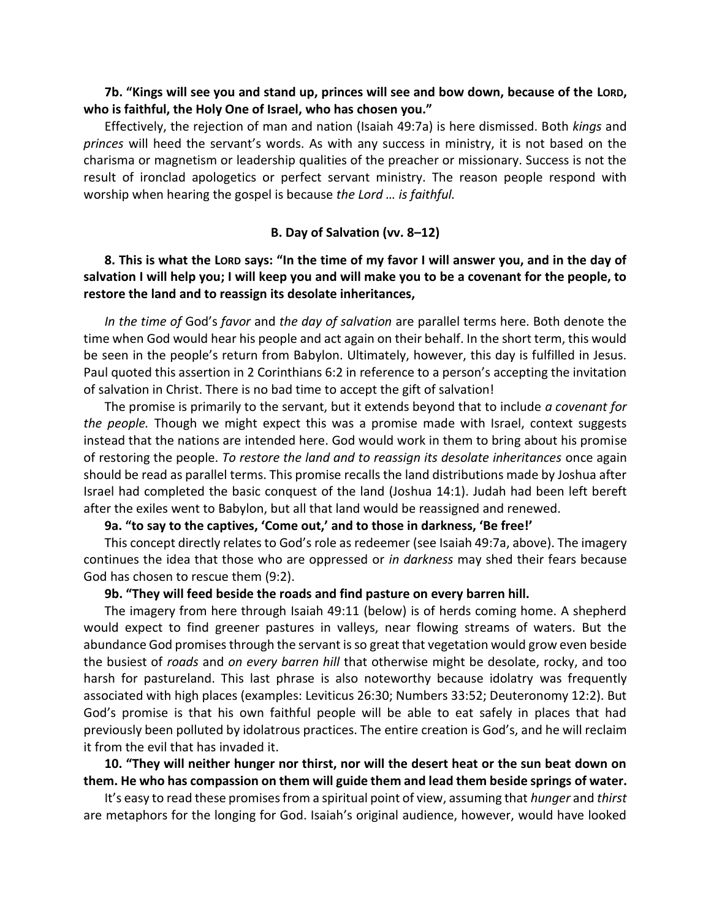**7b. "Kings will see you and stand up, princes will see and bow down, because of the LORD, who is faithful, the Holy One of Israel, who has chosen you."**

Effectively, the rejection of man and nation (Isaiah 49:7a) is here dismissed. Both *kings* and *princes* will heed the servant's words. As with any success in ministry, it is not based on the charisma or magnetism or leadership qualities of the preacher or missionary. Success is not the result of ironclad apologetics or perfect servant ministry. The reason people respond with worship when hearing the gospel is because *the Lord … is faithful.*

### B. Day of Salvation (vv. 8–12)

**8. This is what the LORD says: "In the time of my favor I will answer you, and in the day of salvation I will help you; I will keep you and will make you to be a covenant for the people, to restore the land and to reassign its desolate inheritances,**

*In the time of* God's *favor* and *the day of salvation* are parallel terms here. Both denote the time when God would hear his people and act again on their behalf. In the short term, this would be seen in the people's return from Babylon. Ultimately, however, this day is fulfilled in Jesus. Paul quoted this assertion in 2 Corinthians 6:2 in reference to a person's accepting the invitation of salvation in Christ. There is no bad time to accept the gift of salvation!

The promise is primarily to the servant, but it extends beyond that to include *a covenant for the people.* Though we might expect this was a promise made with Israel, context suggests instead that the nations are intended here. God would work in them to bring about his promise of restoring the people. *To restore the land and to reassign its desolate inheritances* once again should be read as parallel terms. This promise recalls the land distributions made by Joshua after Israel had completed the basic conquest of the land (Joshua 14:1). Judah had been left bereft after the exiles went to Babylon, but all that land would be reassigned and renewed.

**9a. "to say to the captives, 'Come out,' and to those in darkness, 'Be free!'**

This concept directly relates to God's role as redeemer (see Isaiah 49:7a, above). The imagery continues the idea that those who are oppressed or *in darkness* may shed their fears because God has chosen to rescue them (9:2).

**9b. "They will feed beside the roads and find pasture on every barren hill.**

The imagery from here through Isaiah 49:11 (below) is of herds coming home. A shepherd would expect to find greener pastures in valleys, near flowing streams of waters. But the abundance God promises through the servant is so great that vegetation would grow even beside the busiest of *roads* and *on every barren hill* that otherwise might be desolate, rocky, and too harsh for pastureland. This last phrase is also noteworthy because idolatry was frequently associated with high places (examples: Leviticus 26:30; Numbers 33:52; Deuteronomy 12:2). But God's promise is that his own faithful people will be able to eat safely in places that had previously been polluted by idolatrous practices. The entire creation is God's, and he will reclaim it from the evil that has invaded it.

**10. "They will neither hunger nor thirst, nor will the desert heat or the sun beat down on them. He who has compassion on them will guide them and lead them beside springs of water.**

It's easy to read these promises from a spiritual point of view, assuming that *hunger* and *thirst* are metaphors for the longing for God. Isaiah's original audience, however, would have looked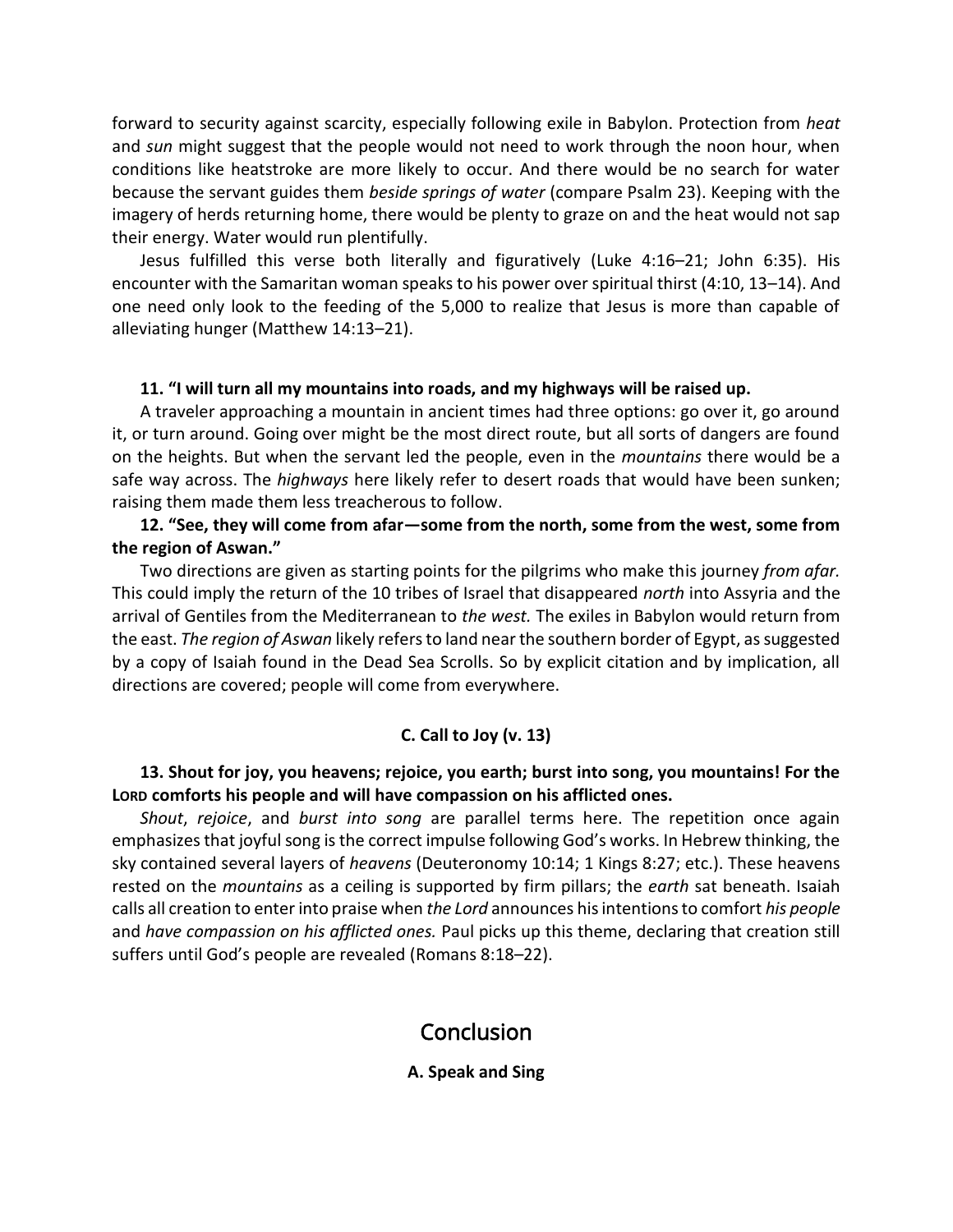forward to security against scarcity, especially following exile in Babylon. Protection from *heat* and *sun* might suggest that the people would not need to work through the noon hour, when conditions like heatstroke are more likely to occur. And there would be no search for water because the servant guides them *beside springs of water* (compare Psalm 23). Keeping with the imagery of herds returning home, there would be plenty to graze on and the heat would not sap their energy. Water would run plentifully.

Jesus fulfilled this verse both literally and figuratively (Luke 4:16–21; John 6:35). His encounter with the Samaritan woman speaks to his power over spiritual thirst (4:10, 13–14). And one need only look to the feeding of the 5,000 to realize that Jesus is more than capable of alleviating hunger (Matthew 14:13–21).

**11. "I will turn all my mountains into roads, and my highways will be raised up.**

A traveler approaching a mountain in ancient times had three options: go over it, go around it, or turn around. Going over might be the most direct route, but all sorts of dangers are found on the heights. But when the servant led the people, even in the *mountains* there would be a safe way across. The *highways* here likely refer to desert roads that would have been sunken; raising them made them less treacherous to follow.

**12. "See, they will come from afar—some from the north, some from the west, some from the region of Aswan."**

Two directions are given as starting points for the pilgrims who make this journey *from afar.* This could imply the return of the 10 tribes of Israel that disappeared *north* into Assyria and the arrival of Gentiles from the Mediterranean to *the west.* The exiles in Babylon would return from the east. *The region of Aswan* likely refers to land near the southern border of Egypt, as suggested by a copy of Isaiah found in the Dead Sea Scrolls. So by explicit citation and by implication, all directions are covered; people will come from everywhere.

### C. Call to Joy (v. 13)

**13. Shout for joy, you heavens; rejoice, you earth; burst into song, you mountains! For the LORD comforts his people and will have compassion on his afflicted ones.**

*Shout*, *rejoice*, and *burst into song* are parallel terms here. The repetition once again emphasizes that joyful song is the correct impulse following God's works. In Hebrew thinking, the sky contained several layers of *heavens* (Deuteronomy 10:14; 1 Kings 8:27; etc.). These heavens rested on the *mountains* as a ceiling is supported by firm pillars; the *earth* sat beneath. Isaiah calls all creation to enter into praise when *the Lord* announces his intentions to comfort *his people* and *have compassion on his afflicted ones.* Paul picks up this theme, declaring that creation still suffers until God's people are revealed (Romans 8:18–22).

## Conclusion

### A. Speak and Sing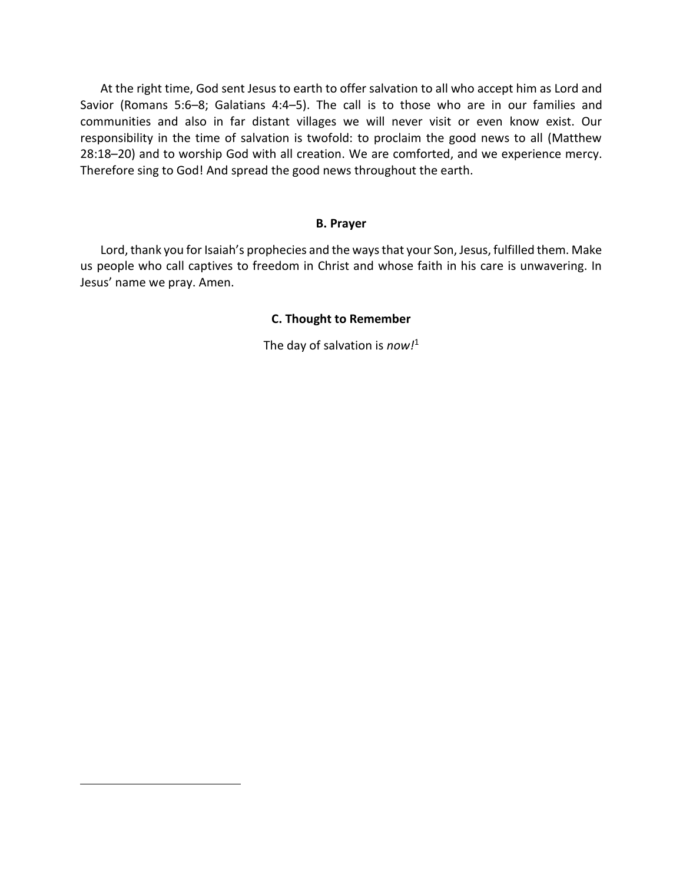At the right time, God sent Jesus to earth to offer salvation to all who accept him as Lord and Savior (Romans 5:6–8; Galatians 4:4–5). The call is to those who are in our families and communities and also in far distant villages we will never visit or even know exist. Our responsibility in the time of salvation is twofold: to proclaim the good news to all (Matthew 28:18–20) and to worship God with all creation. We are comforted, and we experience mercy. Therefore sing to God! And spread the good news throughout the earth.

### B. Prayer

Lord, thank you for Isaiah's prophecies and the ways that your Son, Jesus, fulfilled them. Make us people who call captives to freedom in Christ and whose faith in his care is unwavering. In Jesus' name we pray. Amen.

### C. Thought to Remember

The day of salvation is *now!*[1]